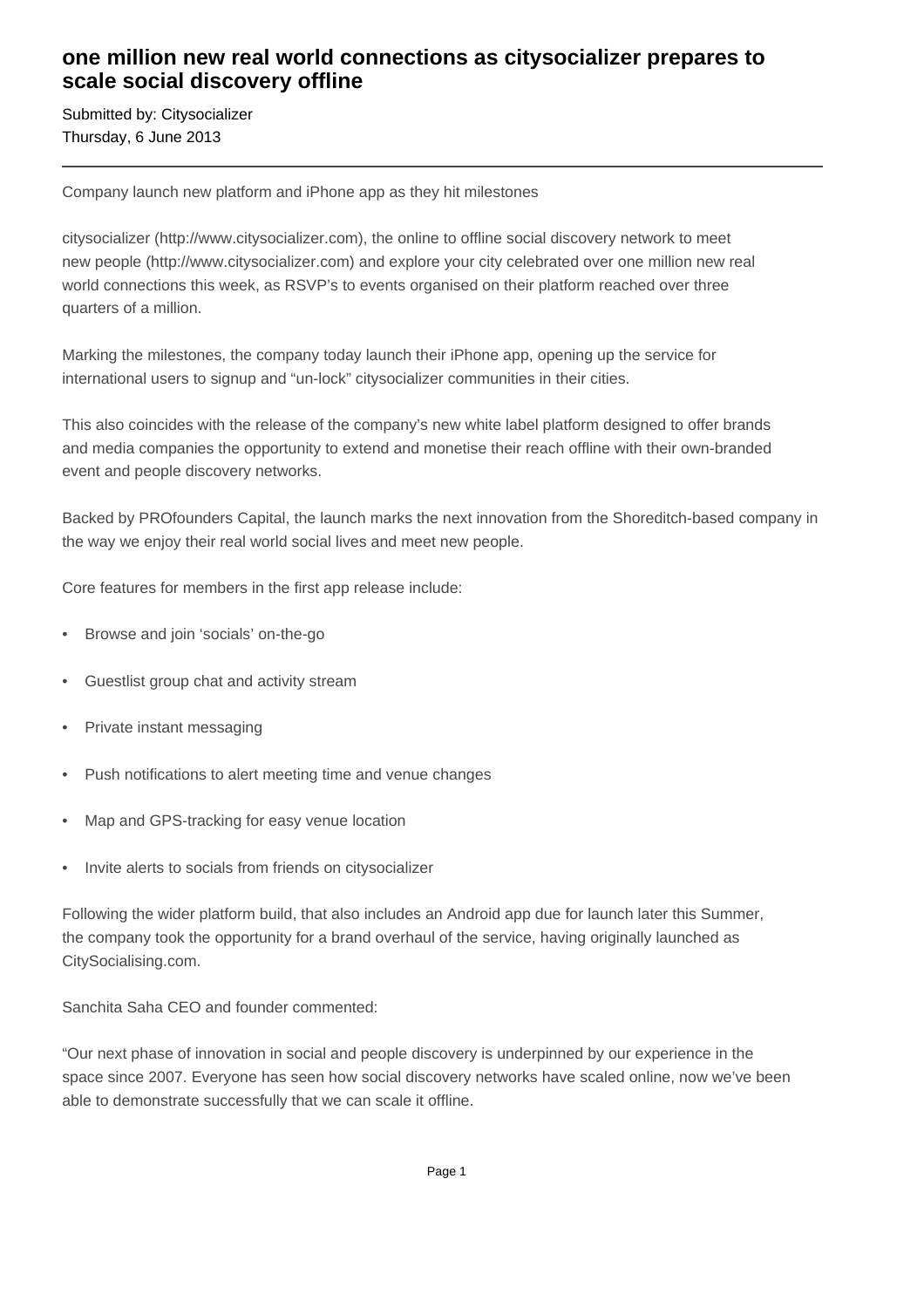# one million new real world connections as citysocializer prepares to scale social discovery offline

Submitted by: Citysocializer
Thursday, 6 June 2013

---

Company launch new platform and iPhone app as they hit milestones

citysocializer (http://www.citysocializer.com), the online to offline social discovery network to meet new people (http://www.citysocializer.com) and explore your city celebrated over one million new real world connections this week, as RSVP's to events organised on their platform reached over three quarters of a million.

Marking the milestones, the company today launch their iPhone app, opening up the service for international users to signup and "un-lock" citysocializer communities in their cities.

This also coincides with the release of the company's new white label platform designed to offer brands and media companies the opportunity to extend and monetise their reach offline with their own-branded event and people discovery networks.

Backed by PROfounders Capital, the launch marks the next innovation from the Shoreditch-based company in the way we enjoy their real world social lives and meet new people.

Core features for members in the first app release include:

- Browse and join 'socials' on-the-go
- Guestlist group chat and activity stream
- Private instant messaging
- Push notifications to alert meeting time and venue changes
- Map and GPS-tracking for easy venue location
- Invite alerts to socials from friends on citysocializer

Following the wider platform build, that also includes an Android app due for launch later this Summer, the company took the opportunity for a brand overhaul of the service, having originally launched as CitySocialising.com.

Sanchita Saha CEO and founder commented:

"Our next phase of innovation in social and people discovery is underpinned by our experience in the space since 2007. Everyone has seen how social discovery networks have scaled online, now we've been able to demonstrate successfully that we can scale it offline.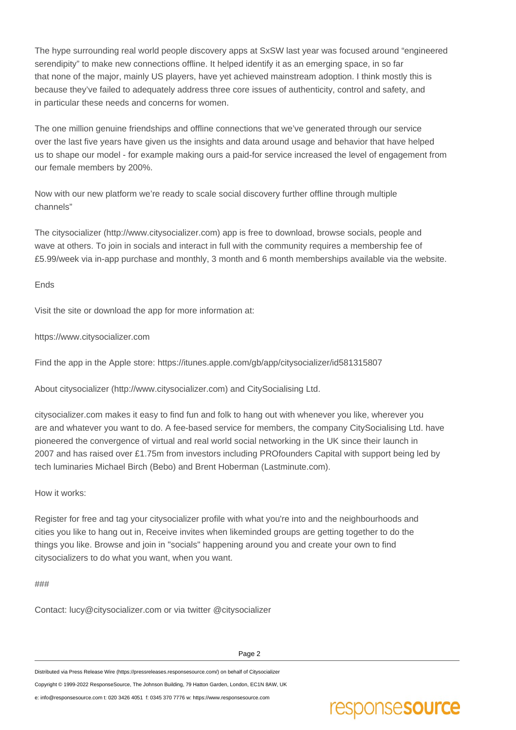The hype surrounding real world people discovery apps at SxSW last year was focused around “engineered serendipity” to make new connections offline. It helped identify it as an emerging space, in so far that none of the major, mainly US players, have yet achieved mainstream adoption. I think mostly this is because they’ve failed to adequately address three core issues of authenticity, control and safety, and in particular these needs and concerns for women.

The one million genuine friendships and offline connections that we’ve generated through our service over the last five years have given us the insights and data around usage and behavior that have helped us to shape our model - for example making ours a paid-for service increased the level of engagement from our female members by 200%.

Now with our new platform we’re ready to scale social discovery further offline through multiple channels”

The citysocializer (http://www.citysocializer.com) app is free to download, browse socials, people and wave at others. To join in socials and interact in full with the community requires a membership fee of £5.99/week via in-app purchase and monthly, 3 month and 6 month memberships available via the website.

Ends

Visit the site or download the app for more information at:

https://www.citysocializer.com

Find the app in the Apple store: https://itunes.apple.com/gb/app/citysocializer/id581315807

About citysocializer (http://www.citysocializer.com) and CitySocialising Ltd.

citysocializer.com makes it easy to find fun and folk to hang out with whenever you like, wherever you are and whatever you want to do. A fee-based service for members, the company CitySocialising Ltd. have pioneered the convergence of virtual and real world social networking in the UK since their launch in 2007 and has raised over £1.75m from investors including PROfounders Capital with support being led by tech luminaries Michael Birch (Bebo) and Brent Hoberman (Lastminute.com).

How it works:

Register for free and tag your citysocializer profile with what you're into and the neighbourhoods and cities you like to hang out in, Receive invites when likeminded groups are getting together to do the things you like. Browse and join in "socials" happening around you and create your own to find citysocializers to do what you want, when you want.

###

Contact: lucy@citysocializer.com or via twitter @citysocializer

Distributed via Press Release Wire (https://pressreleases.responsesource.com/) on behalf of Citysocializer

Copyright © 1999-2022 ResponseSource, The Johnson Building, 79 Hatton Garden, London, EC1N 8AW, UK

e: info@responsesource.com t: 020 3426 4051 f: 0345 370 7776 w: https://www.responsesource.com